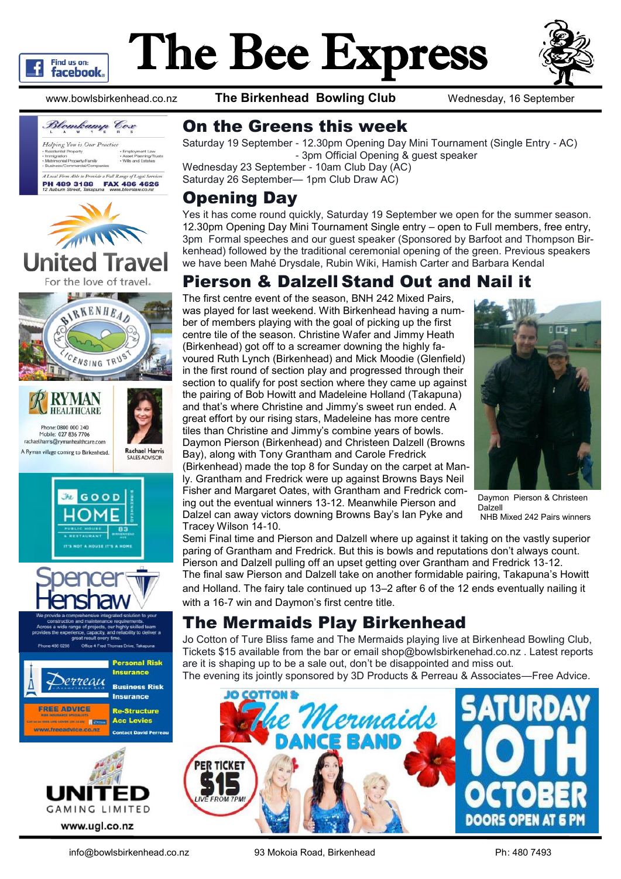# The Bee Express

www.bowlsbirkenhead.co.nz **The Birkenhead Bowling Club** Wednesday, 16 September

## On the Greens this week

Saturday 19 September - 12.30pm Opening Day Mini Tournament (Single Entry - AC)
- 3pm Official Opening & guest speaker

Wednesday 23 September - 10am Club Day (AC)
Saturday 26 September— 1pm Club Draw AC)

## Opening Day

Yes it has come round quickly, Saturday 19 September we open for the summer season. 12.30pm Opening Day Mini Tournament Single entry – open to Full members, free entry, 3pm Formal speeches and our guest speaker (Sponsored by Barfoot and Thompson Birkenhead) followed by the traditional ceremonial opening of the green. Previous speakers we have been Mahé Drysdale, Rubin Wiki, Hamish Carter and Barbara Kendal

## Pierson & Dalzell Stand Out and Nail it

The first centre event of the season, BNH 242 Mixed Pairs, was played for last weekend. With Birkenhead having a number of members playing with the goal of picking up the first centre tile of the season. Christine Wafer and Jimmy Heath (Birkenhead) got off to a screamer downing the highly favoured Ruth Lynch (Birkenhead) and Mick Moodie (Glenfield) in the first round of section play and progressed through their section to qualify for post section where they came up against the pairing of Bob Howitt and Madeleine Holland (Takapuna) and that's where Christine and Jimmy's sweet run ended. A great effort by our rising stars, Madeleine has more centre tiles than Christine and Jimmy's combine years of bowls. Daymon Pierson (Birkenhead) and Christeen Dalzell (Browns Bay), along with Tony Grantham and Carole Fredrick (Birkenhead) made the top 8 for Sunday on the carpet at Manly. Grantham and Fredrick were up against Browns Bays Neil Fisher and Margaret Oates, with Grantham and Fredrick coming out the eventual winners 13-12. Meanwhile Pierson and Dalzel can away victors downing Browns Bay's Ian Pyke and Tracey Wilson 14-10.

Daymon Pierson & Christeen Dalzell
NHB Mixed 242 Pairs winners

Semi Final time and Pierson and Dalzell where up against it taking on the vastly superior paring of Grantham and Fredrick. But this is bowls and reputations don't always count. Pierson and Dalzell pulling off an upset getting over Grantham and Fredrick 13-12. The final saw Pierson and Dalzell take on another formidable pairing, Takapuna's Howitt and Holland. The fairy tale continued up 13–2 after 6 of the 12 ends eventually nailing it with a 16-7 win and Daymon's first centre title.

## The Mermaids Play Birkenhead

Jo Cotton of Ture Bliss fame and The Mermaids playing live at Birkenhead Bowling Club, Tickets $15 available from the bar or email shop@bowlsbirkenehad.co.nz . Latest reports are it is shaping up to be a sale out, don't be disappointed and miss out.
The evening its jointly sponsored by 3D Products & Perreau & Associates—Free Advice.

JO COTTON & The Mermaids DANCE BAND

PER TICKET $15 LIVE FROM 7PM!

SATURDAY 10TH OCTOBER
DOORS OPEN AT 6 PM

info@bowlsbirkenhead.co.nz 93 Mokoia Road, Birkenhead Ph: 480 7493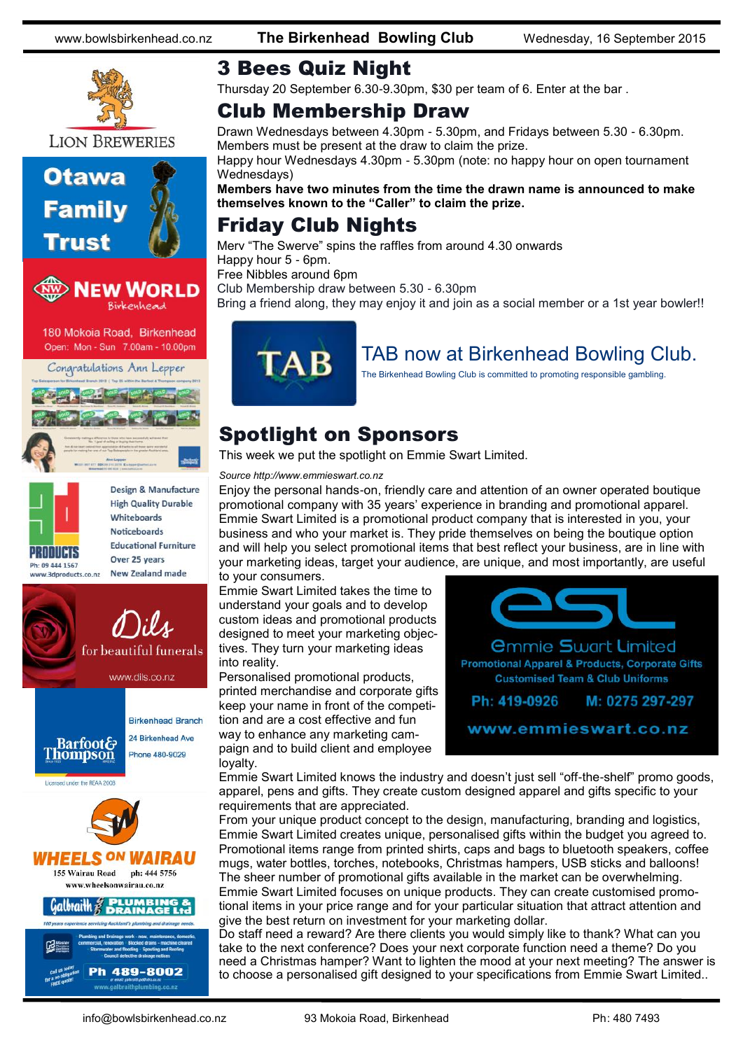## 3 Bees Quiz Night

Thursday 20 September 6.30-9.30pm, $30 per team of 6. Enter at the bar .

## Club Membership Draw

Drawn Wednesdays between 4.30pm - 5.30pm, and Fridays between 5.30 - 6.30pm. Members must be present at the draw to claim the prize.

Happy hour Wednesdays 4.30pm - 5.30pm (note: no happy hour on open tournament Wednesdays)

**Members have two minutes from the time the drawn name is announced to make themselves known to the "Caller" to claim the prize.**

## Friday Club Nights

Merv "The Swerve" spins the raffles from around 4.30 onwards

Happy hour 5 - 6pm.

Free Nibbles around 6pm

Club Membership draw between 5.30 - 6.30pm

Bring a friend along, they may enjoy it and join as a social member or a 1st year bowler!!

TAB now at Birkenhead Bowling Club.

The Birkenhead Bowling Club is committed to promoting responsible gambling.

## Spotlight on Sponsors

This week we put the spotlight on Emmie Swart Limited.

*Source http://www.emmieswart.co.nz*

Enjoy the personal hands-on, friendly care and attention of an owner operated boutique promotional company with 35 years' experience in branding and promotional apparel. Emmie Swart Limited is a promotional product company that is interested in you, your business and who your market is. They pride themselves on being the boutique option and will help you select promotional items that best reflect your business, are in line with your marketing ideas, target your audience, are unique, and most importantly, are useful to your consumers.

Emmie Swart Limited takes the time to understand your goals and to develop custom ideas and promotional products designed to meet your marketing objectives. They turn your marketing ideas into reality.

Personalised promotional products, printed merchandise and corporate gifts keep your name in front of the competition and are a cost effective and fun way to enhance any marketing campaign and to build client and employee loyalty.

Emmie Swart Limited knows the industry and doesn't just sell "off-the-shelf" promo goods, apparel, pens and gifts. They create custom designed apparel and gifts specific to your requirements that are appreciated.

From your unique product concept to the design, manufacturing, branding and logistics, Emmie Swart Limited creates unique, personalised gifts within the budget you agreed to. Promotional items range from printed shirts, caps and bags to bluetooth speakers, coffee mugs, water bottles, torches, notebooks, Christmas hampers, USB sticks and balloons!

The sheer number of promotional gifts available in the market can be overwhelming. Emmie Swart Limited focuses on unique products. They can create customised promotional items in your price range and for your particular situation that attract attention and give the best return on investment for your marketing dollar.

Do staff need a reward? Are there clients you would simply like to thank? What can you take to the next conference? Does your next corporate function need a theme? Do you need a Christmas hamper? Want to lighten the mood at your next meeting? The answer is to choose a personalised gift designed to your specifications from Emmie Swart Limited..

esl
Emmie Swart Limited
Promotional Apparel & Products, Corporate Gifts
Customised Team & Club Uniforms
Ph: 419-0926 M: 0275 297-297
www.emmieswart.co.nz

LION BREWERIES

Otawa Family Trust

NEW WORLD Birkenhead
180 Mokoia Road, Birkenhead
Open: Mon - Sun 7.00am - 10.00pm

Congratulations Ann Lepper

3d PRODUCTS
Ph: 09 444 1567
www.3dproducts.co.nz
Design & Manufacture
High Quality Durable
Whiteboards
Noticeboards
Educational Furniture
Over 25 years
New Zealand made

Dils for beautiful funerals
www.dils.co.nz

Barfoot & Thompson
Birkenhead Branch
24 Birkenhead Ave
Phone 480-9029
Licensed under the REAA 2008

WHEELS ON WAIRAU
155 Wairau Road ph: 444 5756
www.wheelsonwairau.co.nz

Galbraith PLUMBING & DRAINAGE Ltd
Ph 489-8002
www.galbraithplumbing.co.nz